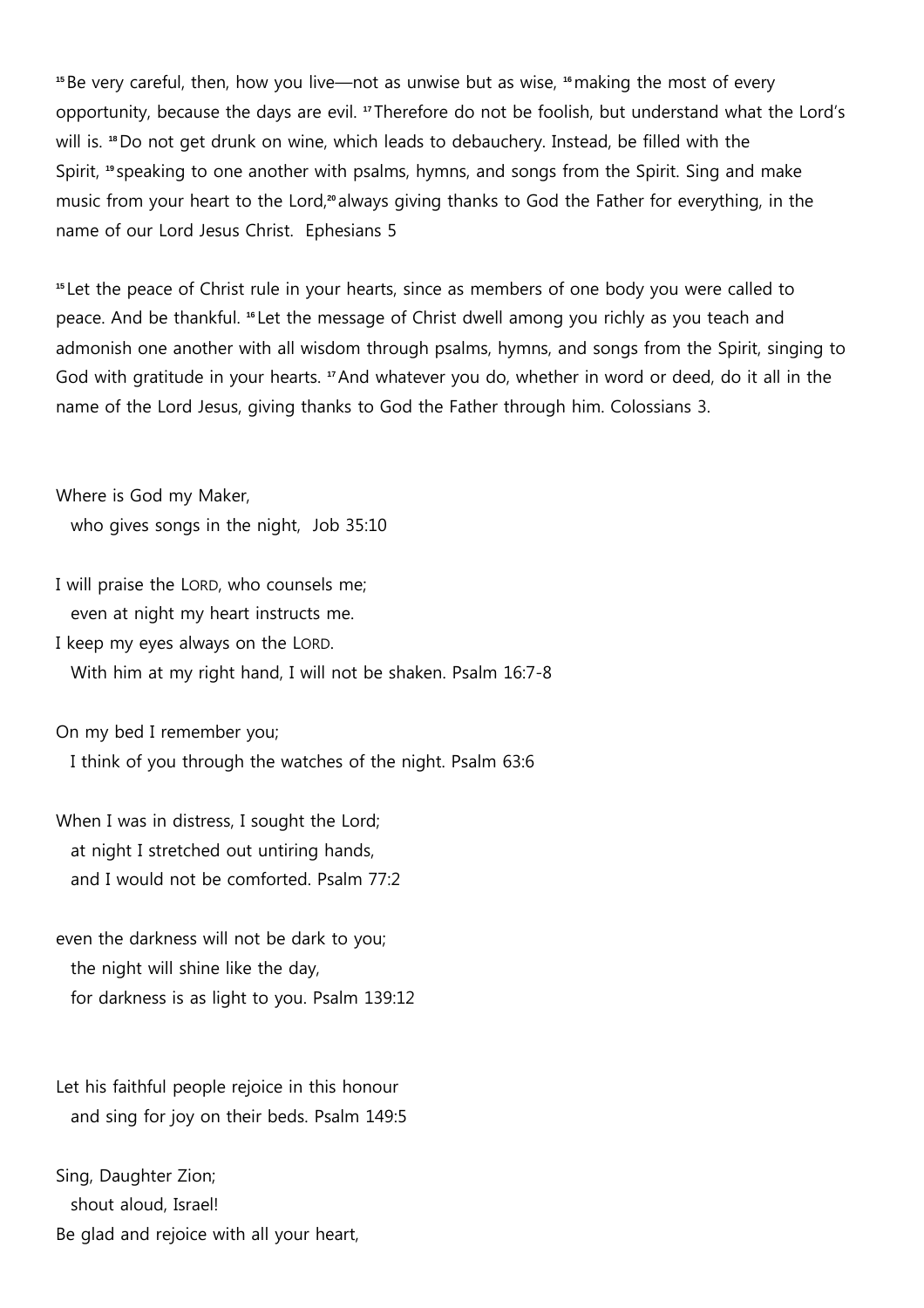[15] Be very careful, then, how you live—not as unwise but as wise, [16] making the most of every opportunity, because the days are evil. [17] Therefore do not be foolish, but understand what the Lord's will is. [18] Do not get drunk on wine, which leads to debauchery. Instead, be filled with the Spirit, [19] speaking to one another with psalms, hymns, and songs from the Spirit. Sing and make music from your heart to the Lord,[20] always giving thanks to God the Father for everything, in the name of our Lord Jesus Christ. Ephesians 5

[15] Let the peace of Christ rule in your hearts, since as members of one body you were called to peace. And be thankful. [16] Let the message of Christ dwell among you richly as you teach and admonish one another with all wisdom through psalms, hymns, and songs from the Spirit, singing to God with gratitude in your hearts. [17] And whatever you do, whether in word or deed, do it all in the name of the Lord Jesus, giving thanks to God the Father through him. Colossians 3.

Where is God my Maker,
who gives songs in the night, Job 35:10

I will praise the LORD, who counsels me;
even at night my heart instructs me.
I keep my eyes always on the LORD.
With him at my right hand, I will not be shaken. Psalm 16:7-8

On my bed I remember you;
I think of you through the watches of the night. Psalm 63:6

When I was in distress, I sought the Lord;
at night I stretched out untiring hands,
and I would not be comforted. Psalm 77:2

even the darkness will not be dark to you;
the night will shine like the day,
for darkness is as light to you. Psalm 139:12

Let his faithful people rejoice in this honour
and sing for joy on their beds. Psalm 149:5

Sing, Daughter Zion;
shout aloud, Israel!
Be glad and rejoice with all your heart,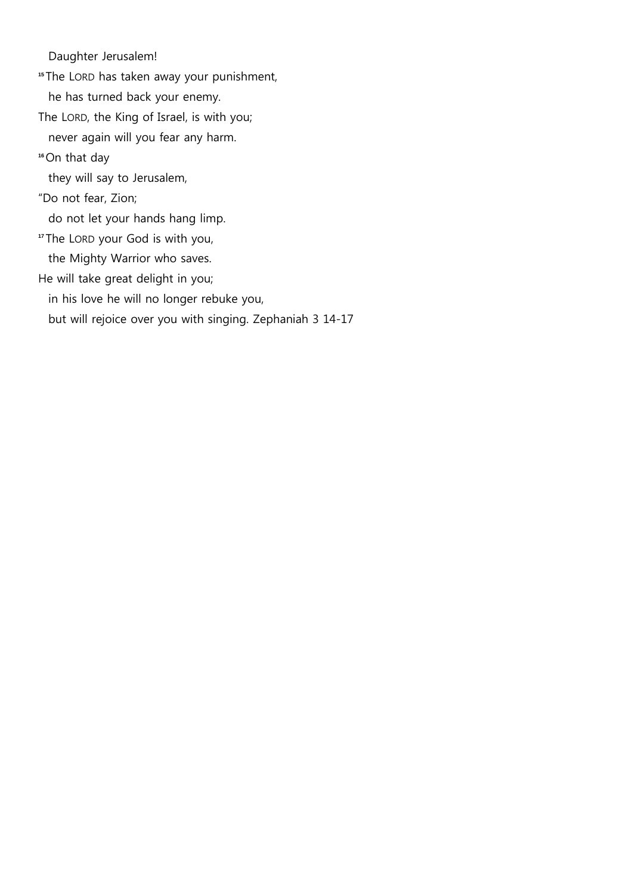Daughter Jerusalem!

[15] The LORD has taken away your punishment,
he has turned back your enemy.
The LORD, the King of Israel, is with you;
never again will you fear any harm.

[16] On that day
they will say to Jerusalem,
"Do not fear, Zion;
do not let your hands hang limp.

[17] The LORD your God is with you,
the Mighty Warrior who saves.
He will take great delight in you;
in his love he will no longer rebuke you,
but will rejoice over you with singing. Zephaniah 3 14-17